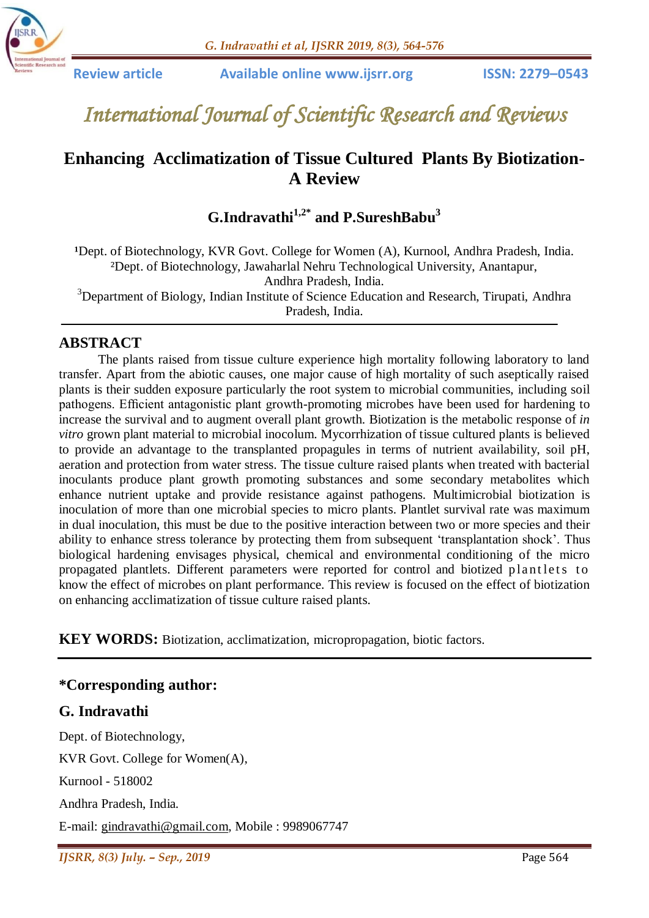Review article Available online www.ijsrr.org ISSN: 2279–0543

# International Journal of Scientific Research and Reviews

## Enhancing Acclimatization of Tissue Cultured Plants By Biotization- A Review

### G.Indravathi[1,2*] and P.SureshBabu[3]

[1]Dept. of Biotechnology, KVR Govt. College for Women (A), Kurnool, Andhra Pradesh, India.
[2]Dept. of Biotechnology, Jawaharlal Nehru Technological University, Anantapur, Andhra Pradesh, India.
[3]Department of Biology, Indian Institute of Science Education and Research, Tirupati, Andhra Pradesh, India.

## ABSTRACT

The plants raised from tissue culture experience high mortality following laboratory to land transfer. Apart from the abiotic causes, one major cause of high mortality of such aseptically raised plants is their sudden exposure particularly the root system to microbial communities, including soil pathogens. Efficient antagonistic plant growth-promoting microbes have been used for hardening to increase the survival and to augment overall plant growth. Biotization is the metabolic response of *in vitro* grown plant material to microbial inocolum. Mycorrhization of tissue cultured plants is believed to provide an advantage to the transplanted propagules in terms of nutrient availability, soil pH, aeration and protection from water stress. The tissue culture raised plants when treated with bacterial inoculants produce plant growth promoting substances and some secondary metabolites which enhance nutrient uptake and provide resistance against pathogens. Multimicrobial biotization is inoculation of more than one microbial species to micro plants. Plantlet survival rate was maximum in dual inoculation, this must be due to the positive interaction between two or more species and their ability to enhance stress tolerance by protecting them from subsequent 'transplantation shock'. Thus biological hardening envisages physical, chemical and environmental conditioning of the micro propagated plantlets. Different parameters were reported for control and biotized plantlets to know the effect of microbes on plant performance. This review is focused on the effect of biotization on enhancing acclimatization of tissue culture raised plants.

**KEY WORDS:** Biotization, acclimatization, micropropagation, biotic factors.

## *Corresponding author:

## G. Indravathi

Dept. of Biotechnology,

KVR Govt. College for Women(A),

Kurnool - 518002

Andhra Pradesh, India.

E-mail: gindravathi@gmail.com, Mobile : 9989067747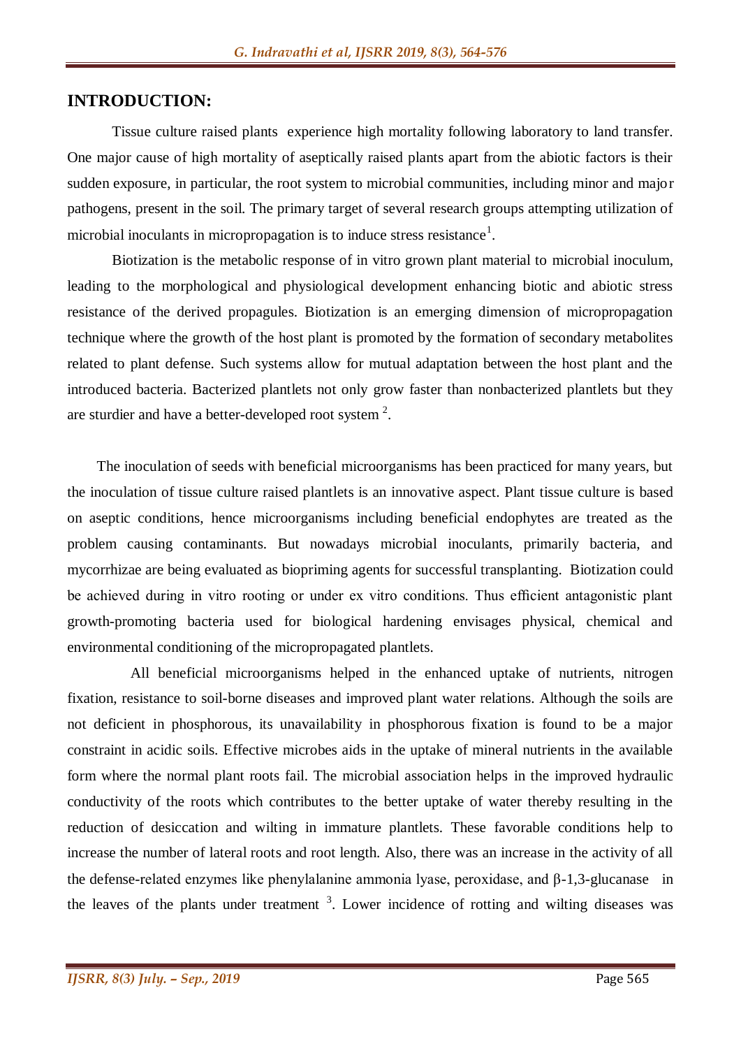## INTRODUCTION:

Tissue culture raised plants experience high mortality following laboratory to land transfer. One major cause of high mortality of aseptically raised plants apart from the abiotic factors is their sudden exposure, in particular, the root system to microbial communities, including minor and major pathogens, present in the soil. The primary target of several research groups attempting utilization of microbial inoculants in micropropagation is to induce stress resistance[1].

Biotization is the metabolic response of in vitro grown plant material to microbial inoculum, leading to the morphological and physiological development enhancing biotic and abiotic stress resistance of the derived propagules. Biotization is an emerging dimension of micropropagation technique where the growth of the host plant is promoted by the formation of secondary metabolites related to plant defense. Such systems allow for mutual adaptation between the host plant and the introduced bacteria. Bacterized plantlets not only grow faster than nonbacterized plantlets but they are sturdier and have a better-developed root system [2].

The inoculation of seeds with beneficial microorganisms has been practiced for many years, but the inoculation of tissue culture raised plantlets is an innovative aspect. Plant tissue culture is based on aseptic conditions, hence microorganisms including beneficial endophytes are treated as the problem causing contaminants. But nowadays microbial inoculants, primarily bacteria, and mycorrhizae are being evaluated as biopriming agents for successful transplanting. Biotization could be achieved during in vitro rooting or under ex vitro conditions. Thus efficient antagonistic plant growth-promoting bacteria used for biological hardening envisages physical, chemical and environmental conditioning of the micropropagated plantlets.

All beneficial microorganisms helped in the enhanced uptake of nutrients, nitrogen fixation, resistance to soil-borne diseases and improved plant water relations. Although the soils are not deficient in phosphorous, its unavailability in phosphorous fixation is found to be a major constraint in acidic soils. Effective microbes aids in the uptake of mineral nutrients in the available form where the normal plant roots fail. The microbial association helps in the improved hydraulic conductivity of the roots which contributes to the better uptake of water thereby resulting in the reduction of desiccation and wilting in immature plantlets. These favorable conditions help to increase the number of lateral roots and root length. Also, there was an increase in the activity of all the defense-related enzymes like phenylalanine ammonia lyase, peroxidase, and β-1,3-glucanase in the leaves of the plants under treatment [3]. Lower incidence of rotting and wilting diseases was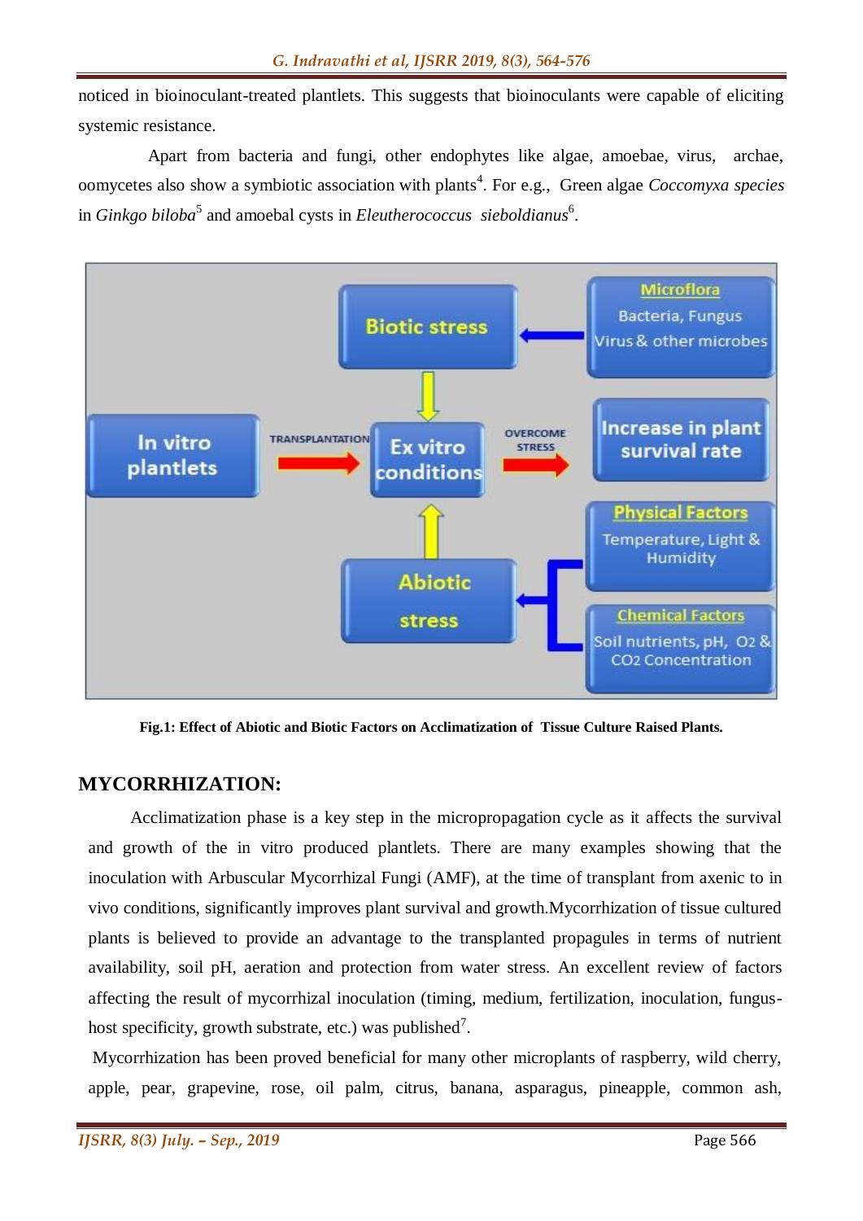noticed in bioinoculant-treated plantlets. This suggests that bioinoculants were capable of eliciting systemic resistance.

Apart from bacteria and fungi, other endophytes like algae, amoebae, virus, archae, oomycetes also show a symbiotic association with plants[4]. For e.g., Green algae *Coccomyxa species* in *Ginkgo biloba*[5] and amoebal cysts in *Eleutherococcus sieboldianus*[6].

Microflora
Bacteria, Fungus
Virus & other microbes

Biotic stress

In vitro plantlets

TRANSPLANTATION

Ex vitro conditions

OVERCOME STRESS

Increase in plant survival rate

Abiotic stress

Physical Factors
Temperature, Light & Humidity

Chemical Factors
Soil nutrients, pH, $O_2$ & $CO_2$ Concentration

**Fig.1: Effect of Abiotic and Biotic Factors on Acclimatization of Tissue Culture Raised Plants.**

## MYCORRHIZATION:

Acclimatization phase is a key step in the micropropagation cycle as it affects the survival and growth of the in vitro produced plantlets. There are many examples showing that the inoculation with Arbuscular Mycorrhizal Fungi (AMF), at the time of transplant from axenic to in vivo conditions, significantly improves plant survival and growth.Mycorrhization of tissue cultured plants is believed to provide an advantage to the transplanted propagules in terms of nutrient availability, soil pH, aeration and protection from water stress. An excellent review of factors affecting the result of mycorrhizal inoculation (timing, medium, fertilization, inoculation, fungus-host specificity, growth substrate, etc.) was published[7].

Mycorrhization has been proved beneficial for many other microplants of raspberry, wild cherry, apple, pear, grapevine, rose, oil palm, citrus, banana, asparagus, pineapple, common ash,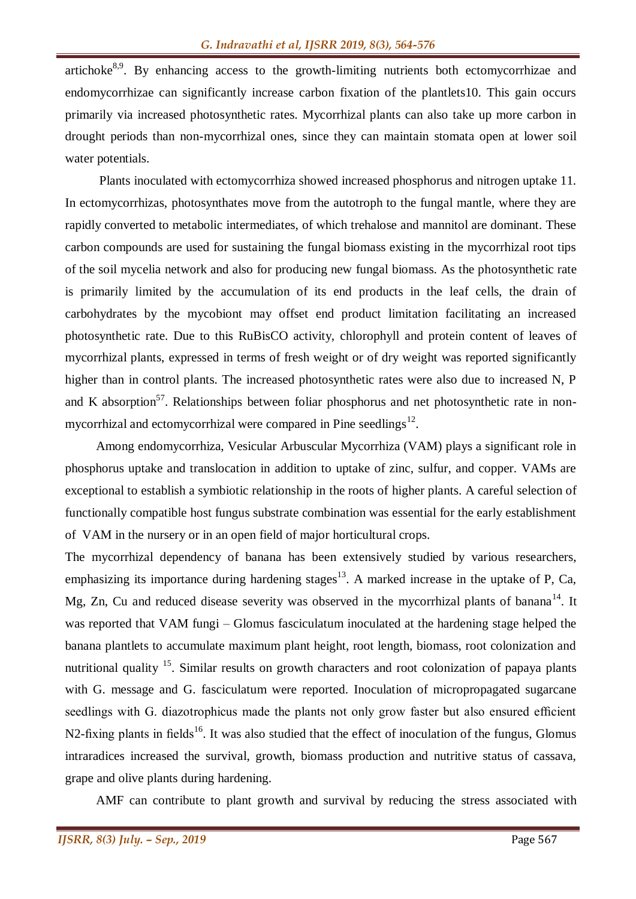artichoke[8,9]. By enhancing access to the growth-limiting nutrients both ectomycorrhizae and endomycorrhizae can significantly increase carbon fixation of the plantlets10. This gain occurs primarily via increased photosynthetic rates. Mycorrhizal plants can also take up more carbon in drought periods than non-mycorrhizal ones, since they can maintain stomata open at lower soil water potentials.

Plants inoculated with ectomycorrhiza showed increased phosphorus and nitrogen uptake 11. In ectomycorrhizas, photosynthates move from the autotroph to the fungal mantle, where they are rapidly converted to metabolic intermediates, of which trehalose and mannitol are dominant. These carbon compounds are used for sustaining the fungal biomass existing in the mycorrhizal root tips of the soil mycelia network and also for producing new fungal biomass. As the photosynthetic rate is primarily limited by the accumulation of its end products in the leaf cells, the drain of carbohydrates by the mycobiont may offset end product limitation facilitating an increased photosynthetic rate. Due to this RuBisCO activity, chlorophyll and protein content of leaves of mycorrhizal plants, expressed in terms of fresh weight or of dry weight was reported significantly higher than in control plants. The increased photosynthetic rates were also due to increased N, P and K absorption[57]. Relationships between foliar phosphorus and net photosynthetic rate in non-mycorrhizal and ectomycorrhizal were compared in Pine seedlings[12].

Among endomycorrhiza, Vesicular Arbuscular Mycorrhiza (VAM) plays a significant role in phosphorus uptake and translocation in addition to uptake of zinc, sulfur, and copper. VAMs are exceptional to establish a symbiotic relationship in the roots of higher plants. A careful selection of functionally compatible host fungus substrate combination was essential for the early establishment of VAM in the nursery or in an open field of major horticultural crops.

The mycorrhizal dependency of banana has been extensively studied by various researchers, emphasizing its importance during hardening stages[13]. A marked increase in the uptake of P, Ca, Mg, Zn, Cu and reduced disease severity was observed in the mycorrhizal plants of banana[14]. It was reported that VAM fungi – Glomus fasciculatum inoculated at the hardening stage helped the banana plantlets to accumulate maximum plant height, root length, biomass, root colonization and nutritional quality [15]. Similar results on growth characters and root colonization of papaya plants with G. message and G. fasciculatum were reported. Inoculation of micropropagated sugarcane seedlings with G. diazotrophicus made the plants not only grow faster but also ensured efficient $N_2$-fixing plants in fields[16]. It was also studied that the effect of inoculation of the fungus, Glomus intraradices increased the survival, growth, biomass production and nutritive status of cassava, grape and olive plants during hardening.

AMF can contribute to plant growth and survival by reducing the stress associated with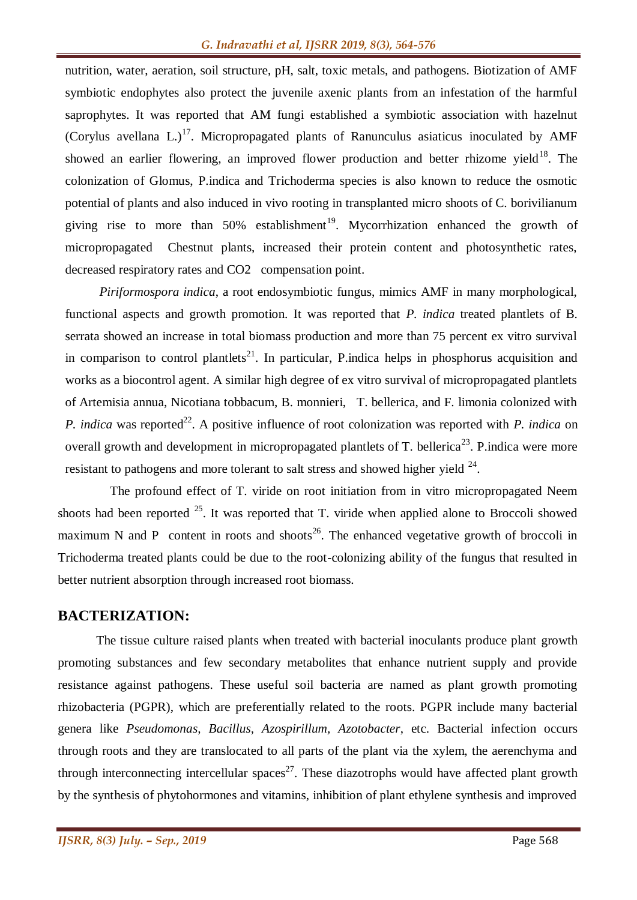nutrition, water, aeration, soil structure, pH, salt, toxic metals, and pathogens. Biotization of AMF symbiotic endophytes also protect the juvenile axenic plants from an infestation of the harmful saprophytes. It was reported that AM fungi established a symbiotic association with hazelnut (Corylus avellana L.)[17]. Micropropagated plants of Ranunculus asiaticus inoculated by AMF showed an earlier flowering, an improved flower production and better rhizome yield[18]. The colonization of Glomus, P.indica and Trichoderma species is also known to reduce the osmotic potential of plants and also induced in vivo rooting in transplanted micro shoots of C. borivilianum giving rise to more than 50% establishment[19]. Mycorrhization enhanced the growth of micropropagated Chestnut plants, increased their protein content and photosynthetic rates, decreased respiratory rates and $CO_2$ compensation point.

*Piriformospora indica*, a root endosymbiotic fungus, mimics AMF in many morphological, functional aspects and growth promotion. It was reported that *P. indica* treated plantlets of B. serrata showed an increase in total biomass production and more than 75 percent ex vitro survival in comparison to control plantlets[21]. In particular, P.indica helps in phosphorus acquisition and works as a biocontrol agent. A similar high degree of ex vitro survival of micropropagated plantlets of Artemisia annua, Nicotiana tobbacum, B. monnieri, T. bellerica, and F. limonia colonized with *P. indica* was reported[22]. A positive influence of root colonization was reported with *P. indica* on overall growth and development in micropropagated plantlets of T. bellerica[23]. P.indica were more resistant to pathogens and more tolerant to salt stress and showed higher yield [24].

The profound effect of T. viride on root initiation from in vitro micropropagated Neem shoots had been reported [25]. It was reported that T. viride when applied alone to Broccoli showed maximum N and P content in roots and shoots[26]. The enhanced vegetative growth of broccoli in Trichoderma treated plants could be due to the root-colonizing ability of the fungus that resulted in better nutrient absorption through increased root biomass.

## BACTERIZATION:

The tissue culture raised plants when treated with bacterial inoculants produce plant growth promoting substances and few secondary metabolites that enhance nutrient supply and provide resistance against pathogens. These useful soil bacteria are named as plant growth promoting rhizobacteria (PGPR), which are preferentially related to the roots. PGPR include many bacterial genera like *Pseudomonas, Bacillus, Azospirillum, Azotobacter*, etc. Bacterial infection occurs through roots and they are translocated to all parts of the plant via the xylem, the aerenchyma and through interconnecting intercellular spaces[27]. These diazotrophs would have affected plant growth by the synthesis of phytohormones and vitamins, inhibition of plant ethylene synthesis and improved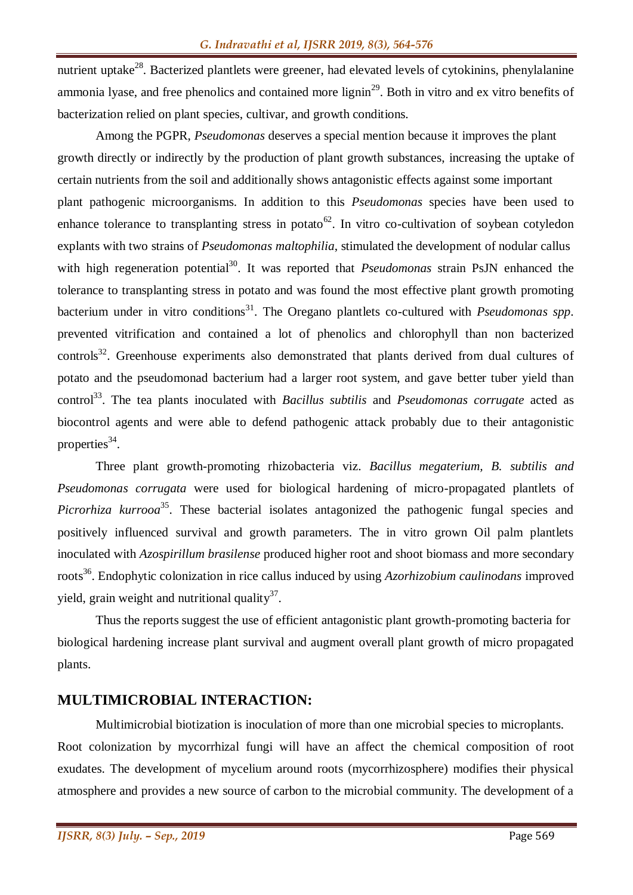nutrient uptake[28]. Bacterized plantlets were greener, had elevated levels of cytokinins, phenylalanine ammonia lyase, and free phenolics and contained more lignin[29]. Both in vitro and ex vitro benefits of bacterization relied on plant species, cultivar, and growth conditions.

Among the PGPR, *Pseudomonas* deserves a special mention because it improves the plant growth directly or indirectly by the production of plant growth substances, increasing the uptake of certain nutrients from the soil and additionally shows antagonistic effects against some important plant pathogenic microorganisms. In addition to this *Pseudomonas* species have been used to enhance tolerance to transplanting stress in potato[62]. In vitro co-cultivation of soybean cotyledon explants with two strains of *Pseudomonas maltophilia*, stimulated the development of nodular callus with high regeneration potential[30]. It was reported that *Pseudomonas* strain PsJN enhanced the tolerance to transplanting stress in potato and was found the most effective plant growth promoting bacterium under in vitro conditions[31]. The Oregano plantlets co-cultured with *Pseudomonas spp*. prevented vitrification and contained a lot of phenolics and chlorophyll than non bacterized controls[32]. Greenhouse experiments also demonstrated that plants derived from dual cultures of potato and the pseudomonad bacterium had a larger root system, and gave better tuber yield than control[33]. The tea plants inoculated with *Bacillus subtilis* and *Pseudomonas corrugate* acted as biocontrol agents and were able to defend pathogenic attack probably due to their antagonistic properties[34].

Three plant growth-promoting rhizobacteria viz. *Bacillus megaterium, B. subtilis and Pseudomonas corrugata* were used for biological hardening of micro-propagated plantlets of *Picrorhiza kurrooa*[35]. These bacterial isolates antagonized the pathogenic fungal species and positively influenced survival and growth parameters. The in vitro grown Oil palm plantlets inoculated with *Azospirillum brasilense* produced higher root and shoot biomass and more secondary roots[36]. Endophytic colonization in rice callus induced by using *Azorhizobium caulinodans* improved yield, grain weight and nutritional quality[37].

Thus the reports suggest the use of efficient antagonistic plant growth-promoting bacteria for biological hardening increase plant survival and augment overall plant growth of micro propagated plants.

## MULTIMICROBIAL INTERACTION:

Multimicrobial biotization is inoculation of more than one microbial species to microplants. Root colonization by mycorrhizal fungi will have an affect the chemical composition of root exudates. The development of mycelium around roots (mycorrhizosphere) modifies their physical atmosphere and provides a new source of carbon to the microbial community. The development of a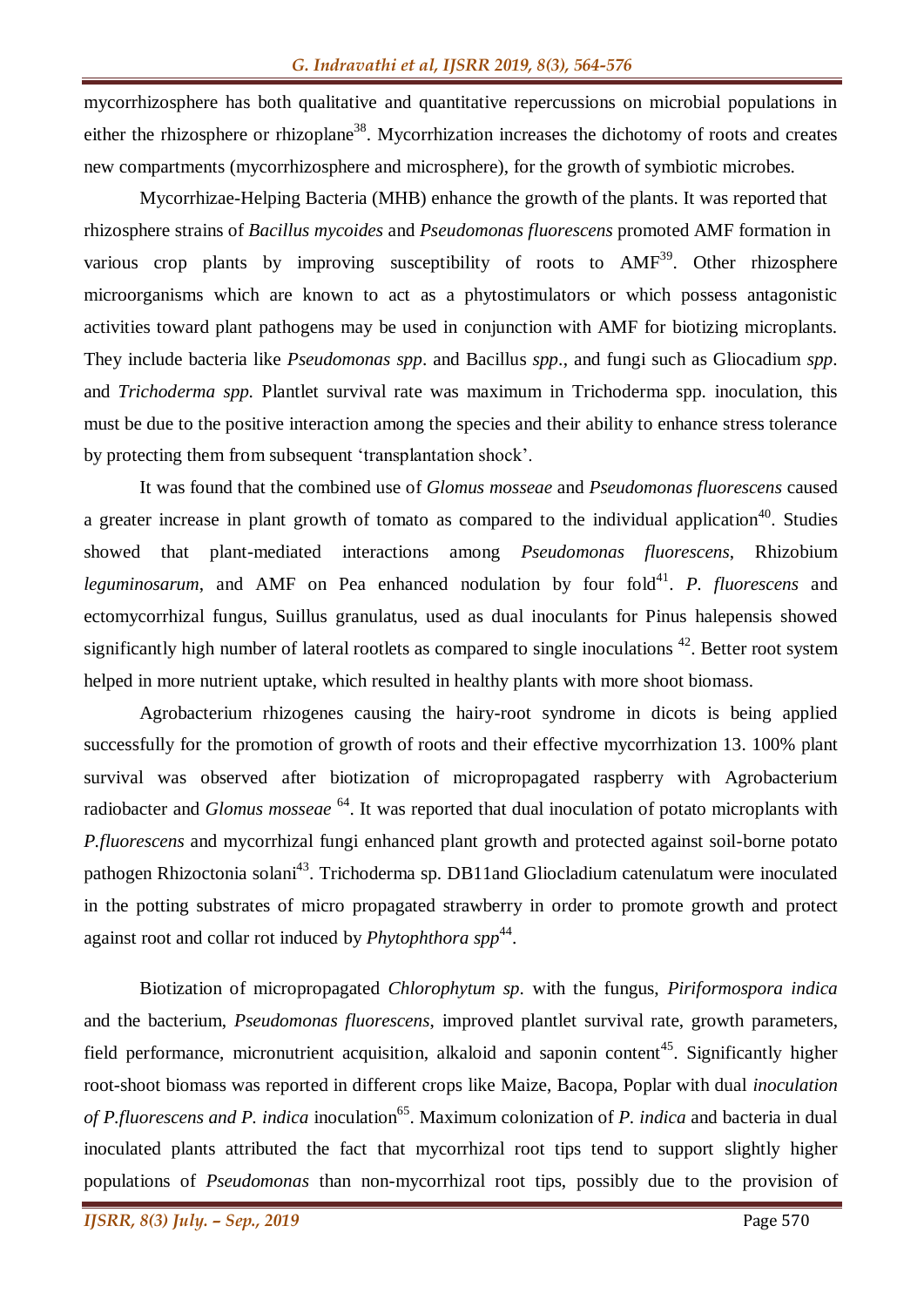mycorrhizosphere has both qualitative and quantitative repercussions on microbial populations in either the rhizosphere or rhizoplane[38]. Mycorrhization increases the dichotomy of roots and creates new compartments (mycorrhizosphere and microsphere), for the growth of symbiotic microbes.

Mycorrhizae-Helping Bacteria (MHB) enhance the growth of the plants. It was reported that rhizosphere strains of *Bacillus mycoides* and *Pseudomonas fluorescens* promoted AMF formation in various crop plants by improving susceptibility of roots to AMF[39]. Other rhizosphere microorganisms which are known to act as a phytostimulators or which possess antagonistic activities toward plant pathogens may be used in conjunction with AMF for biotizing microplants. They include bacteria like *Pseudomonas spp*. and Bacillus *spp*., and fungi such as Gliocadium *spp*. and *Trichoderma spp*. Plantlet survival rate was maximum in Trichoderma spp. inoculation, this must be due to the positive interaction among the species and their ability to enhance stress tolerance by protecting them from subsequent 'transplantation shock'.

It was found that the combined use of *Glomus mosseae* and *Pseudomonas fluorescens* caused a greater increase in plant growth of tomato as compared to the individual application[40]. Studies showed that plant-mediated interactions among *Pseudomonas fluorescens*, Rhizobium *leguminosarum*, and AMF on Pea enhanced nodulation by four fold[41]. *P. fluorescens* and ectomycorrhizal fungus, Suillus granulatus, used as dual inoculants for Pinus halepensis showed significantly high number of lateral rootlets as compared to single inoculations [42]. Better root system helped in more nutrient uptake, which resulted in healthy plants with more shoot biomass.

Agrobacterium rhizogenes causing the hairy-root syndrome in dicots is being applied successfully for the promotion of growth of roots and their effective mycorrhization 13. 100% plant survival was observed after biotization of micropropagated raspberry with Agrobacterium radiobacter and *Glomus mosseae* [64]. It was reported that dual inoculation of potato microplants with *P.fluorescens* and mycorrhizal fungi enhanced plant growth and protected against soil-borne potato pathogen Rhizoctonia solani[43]. Trichoderma sp. DB11and Gliocladium catenulatum were inoculated in the potting substrates of micro propagated strawberry in order to promote growth and protect against root and collar rot induced by *Phytophthora spp*[44].

Biotization of micropropagated *Chlorophytum sp*. with the fungus, *Piriformospora indica* and the bacterium, *Pseudomonas fluorescens*, improved plantlet survival rate, growth parameters, field performance, micronutrient acquisition, alkaloid and saponin content[45]. Significantly higher root-shoot biomass was reported in different crops like Maize, Bacopa, Poplar with dual *inoculation of P.fluorescens and P. indica* inoculation[65]. Maximum colonization of *P. indica* and bacteria in dual inoculated plants attributed the fact that mycorrhizal root tips tend to support slightly higher populations of *Pseudomonas* than non-mycorrhizal root tips, possibly due to the provision of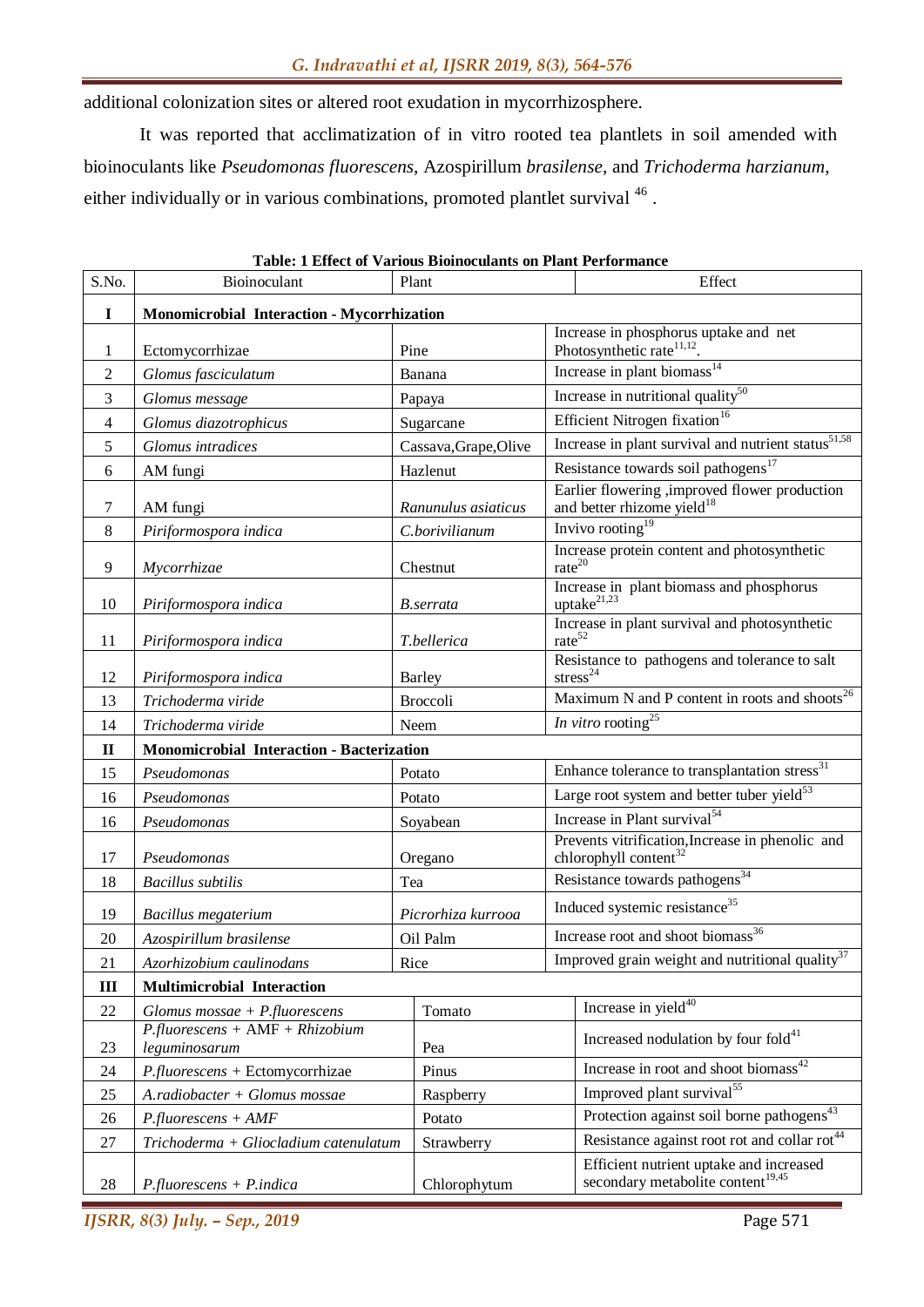additional colonization sites or altered root exudation in mycorrhizosphere.

It was reported that acclimatization of in vitro rooted tea plantlets in soil amended with bioinoculants like *Pseudomonas fluorescens*, Azospirillum *brasilense*, and *Trichoderma harzianum*, either individually or in various combinations, promoted plantlet survival [46] .

**Table: 1 Effect of Various Bioinoculants on Plant Performance**

| S.No. | Bioinoculant | Plant | Effect |
|---|---|---|---|
| **I** | **Monomicrobial Interaction - Mycorrhization** | | |
| 1 | Ectomycorrhizae | Pine | Increase in phosphorus uptake and net Photosynthetic rate[11,12]. |
| 2 | *Glomus fasciculatum* | Banana | Increase in plant biomass[14] |
| 3 | *Glomus message* | Papaya | Increase in nutritional quality[50] |
| 4 | *Glomus diazotrophicus* | Sugarcane | Efficient Nitrogen fixation[16] |
| 5 | *Glomus intradices* | Cassava,Grape,Olive | Increase in plant survival and nutrient status[51,58] |
| 6 | AM fungi | Hazlenut | Resistance towards soil pathogens[17] |
| 7 | AM fungi | *Ranunculus asiaticus* | Earlier flowering ,improved flower production and better rhizome yield[18] |
| 8 | *Piriformospora indica* | *C.borivilianum* | Invivo rooting[19] |
| 9 | *Mycorrhizae* | Chestnut | Increase protein content and photosynthetic rate[20] |
| 10 | *Piriformospora indica* | *B.serrata* | Increase in plant biomass and phosphorus uptake[21,23] |
| 11 | *Piriformospora indica* | *T.bellerica* | Increase in plant survival and photosynthetic rate[52] |
| 12 | *Piriformospora indica* | Barley | Resistance to pathogens and tolerance to salt stress[24] |
| 13 | *Trichoderma viride* | Broccoli | Maximum N and P content in roots and shoots[26] |
| 14 | *Trichoderma viride* | Neem | *In vitro* rooting[25] |
| **II** | **Monomicrobial Interaction - Bacterization** | | |
| 15 | *Pseudomonas* | Potato | Enhance tolerance to transplantation stress[31] |
| 16 | *Pseudomonas* | Potato | Large root system and better tuber yield[53] |
| 16 | *Pseudomonas* | Soyabean | Increase in Plant survival[54] |
| 17 | *Pseudomonas* | Oregano | Prevents vitrification,Increase in phenolic and chlorophyll content[32] |
| 18 | *Bacillus subtilis* | Tea | Resistance towards pathogens[34] |
| 19 | *Bacillus megaterium* | *Picrorhiza kurrooa* | Induced systemic resistance[35] |
| 20 | *Azospirillum brasilense* | Oil Palm | Increase root and shoot biomass[36] |
| 21 | *Azorhizobium caulinodans* | Rice | Improved grain weight and nutritional quality[37] |
| **III** | **Multimicrobial Interaction** | | |
| 22 | *Glomus mossae + P.fluorescens* | Tomato | Increase in yield[40] |
| 23 | *P.fluorescens* + AMF + *Rhizobium leguminosarum* | Pea | Increased nodulation by four fold[41] |
| 24 | *P.fluorescens* + Ectomycorrhizae | Pinus | Increase in root and shoot biomass[42] |
| 25 | *A.radiobacter + Glomus mossae* | Raspberry | Improved plant survival[55] |
| 26 | *P.fluorescens + AMF* | Potato | Protection against soil borne pathogens[43] |
| 27 | *Trichoderma + Gliocladium catenulatum* | Strawberry | Resistance against root rot and collar rot[44] |
| 28 | *P.fluorescens + P.indica* | Chlorophytum | Efficient nutrient uptake and increased secondary metabolite content[19,45] |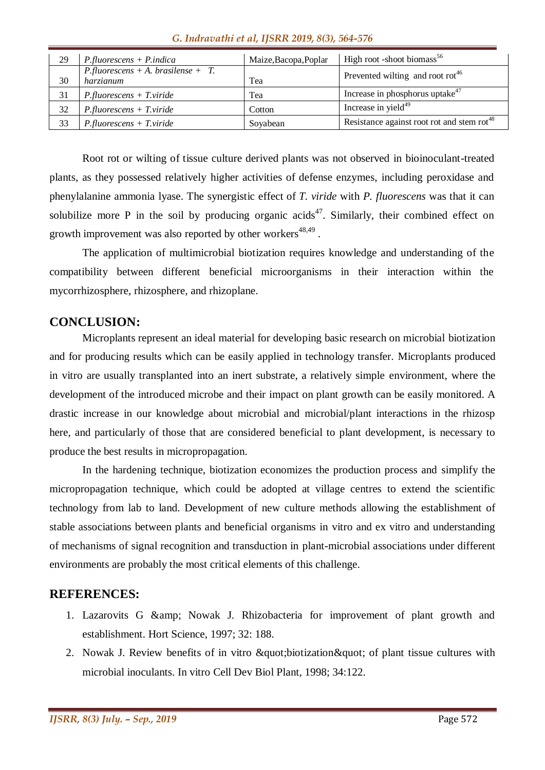| | | | |
|---|---|---|---|
| 29 | *P.fluorescens + P.indica* | Maize,Bacopa,Poplar | High root -shoot biomass[56] |
| 30 | *P.fluorescens + A. brasilense + T. harzianum* | Tea | Prevented wilting and root rot[46] |
| 31 | *P.fluorescens + T.viride* | Tea | Increase in phosphorus uptake[47] |
| 32 | *P.fluorescens + T.viride* | Cotton | Increase in yield[49] |
| 33 | *P.fluorescens + T.viride* | Soyabean | Resistance against root rot and stem rot[48] |

Root rot or wilting of tissue culture derived plants was not observed in bioinoculant-treated plants, as they possessed relatively higher activities of defense enzymes, including peroxidase and phenylalanine ammonia lyase. The synergistic effect of *T. viride* with *P. fluorescens* was that it can solubilize more P in the soil by producing organic acids[47]. Similarly, their combined effect on growth improvement was also reported by other workers[48,49] .

The application of multimicrobial biotization requires knowledge and understanding of the compatibility between different beneficial microorganisms in their interaction within the mycorrhizosphere, rhizosphere, and rhizoplane.

## CONCLUSION:

Microplants represent an ideal material for developing basic research on microbial biotization and for producing results which can be easily applied in technology transfer. Microplants produced in vitro are usually transplanted into an inert substrate, a relatively simple environment, where the development of the introduced microbe and their impact on plant growth can be easily monitored. A drastic increase in our knowledge about microbial and microbial/plant interactions in the rhizosp here, and particularly of those that are considered beneficial to plant development, is necessary to produce the best results in micropropagation.

In the hardening technique, biotization economizes the production process and simplify the micropropagation technique, which could be adopted at village centres to extend the scientific technology from lab to land. Development of new culture methods allowing the establishment of stable associations between plants and beneficial organisms in vitro and ex vitro and understanding of mechanisms of signal recognition and transduction in plant-microbial associations under different environments are probably the most critical elements of this challenge.

## REFERENCES:

1. Lazarovits G &amp; Nowak J. Rhizobacteria for improvement of plant growth and establishment. Hort Science, 1997; 32: 188.
2. Nowak J. Review benefits of in vitro &quot;biotization&quot; of plant tissue cultures with microbial inoculants. In vitro Cell Dev Biol Plant, 1998; 34:122.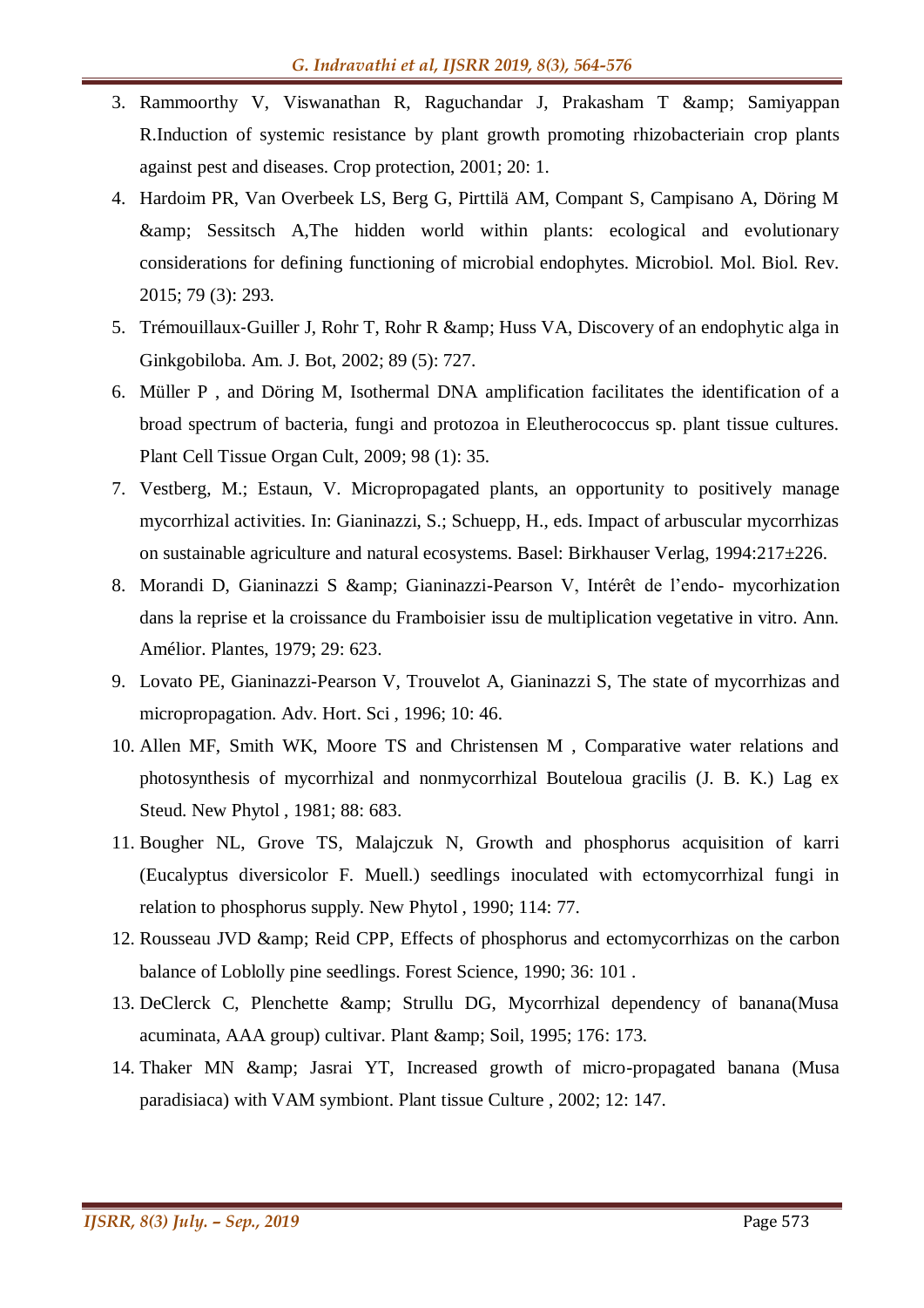3. Rammoorthy V, Viswanathan R, Raguchandar J, Prakasham T &amp; Samiyappan R.Induction of systemic resistance by plant growth promoting rhizobacteriain crop plants against pest and diseases. Crop protection, 2001; 20: 1.
4. Hardoim PR, Van Overbeek LS, Berg G, Pirttilä AM, Compant S, Campisano A, Döring M &amp; Sessitsch A,The hidden world within plants: ecological and evolutionary considerations for defining functioning of microbial endophytes. Microbiol. Mol. Biol. Rev. 2015; 79 (3): 293.
5. Trémouillaux-Guiller J, Rohr T, Rohr R &amp; Huss VA, Discovery of an endophytic alga in Ginkgobiloba. Am. J. Bot, 2002; 89 (5): 727.
6. Müller P , and Döring M, Isothermal DNA amplification facilitates the identification of a broad spectrum of bacteria, fungi and protozoa in Eleutherococcus sp. plant tissue cultures. Plant Cell Tissue Organ Cult, 2009; 98 (1): 35.
7. Vestberg, M.; Estaun, V. Micropropagated plants, an opportunity to positively manage mycorrhizal activities. In: Gianinazzi, S.; Schuepp, H., eds. Impact of arbuscular mycorrhizas on sustainable agriculture and natural ecosystems. Basel: Birkhauser Verlag, 1994:217±226.
8. Morandi D, Gianinazzi S &amp; Gianinazzi-Pearson V, Intérêt de l'endo- mycorhization dans la reprise et la croissance du Framboisier issu de multiplication vegetative in vitro. Ann. Amélior. Plantes, 1979; 29: 623.
9. Lovato PE, Gianinazzi-Pearson V, Trouvelot A, Gianinazzi S, The state of mycorrhizas and micropropagation. Adv. Hort. Sci , 1996; 10: 46.
10. Allen MF, Smith WK, Moore TS and Christensen M , Comparative water relations and photosynthesis of mycorrhizal and nonmycorrhizal Bouteloua gracilis (J. B. K.) Lag ex Steud. New Phytol , 1981; 88: 683.
11. Bougher NL, Grove TS, Malajczuk N, Growth and phosphorus acquisition of karri (Eucalyptus diversicolor F. Muell.) seedlings inoculated with ectomycorrhizal fungi in relation to phosphorus supply. New Phytol , 1990; 114: 77.
12. Rousseau JVD &amp; Reid CPP, Effects of phosphorus and ectomycorrhizas on the carbon balance of Loblolly pine seedlings. Forest Science, 1990; 36: 101 .
13. DeClerck C, Plenchette &amp; Strullu DG, Mycorrhizal dependency of banana(Musa acuminata, AAA group) cultivar. Plant &amp; Soil, 1995; 176: 173.
14. Thaker MN &amp; Jasrai YT, Increased growth of micro-propagated banana (Musa paradisiaca) with VAM symbiont. Plant tissue Culture , 2002; 12: 147.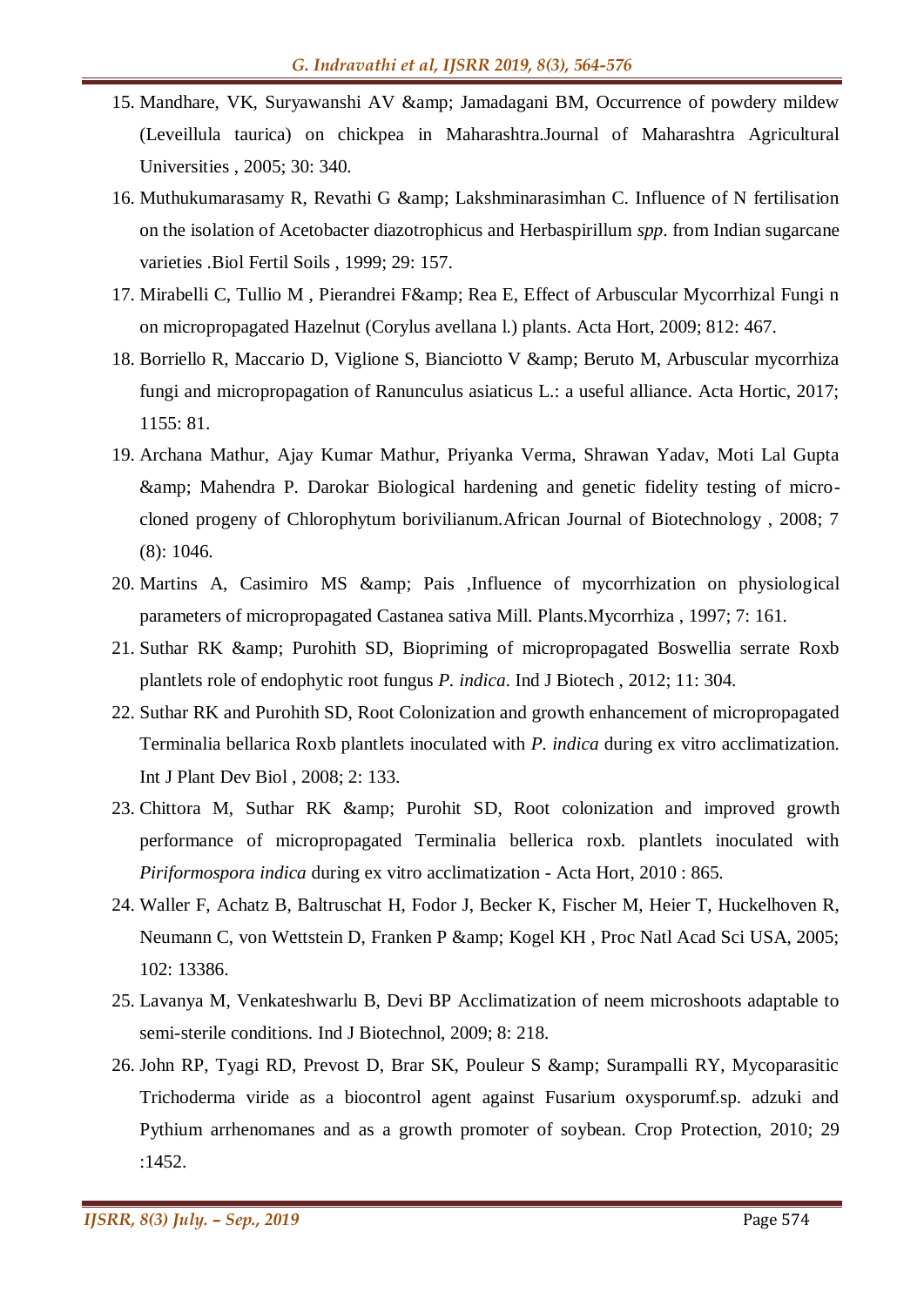15. Mandhare, VK, Suryawanshi AV &amp; Jamadagani BM, Occurrence of powdery mildew (Leveillula taurica) on chickpea in Maharashtra.Journal of Maharashtra Agricultural Universities , 2005; 30: 340.
16. Muthukumarasamy R, Revathi G &amp; Lakshminarasimhan C. Influence of N fertilisation on the isolation of Acetobacter diazotrophicus and Herbaspirillum *spp*. from Indian sugarcane varieties .Biol Fertil Soils , 1999; 29: 157.
17. Mirabelli C, Tullio M , Pierandrei F&amp; Rea E, Effect of Arbuscular Mycorrhizal Fungi n on micropropagated Hazelnut (Corylus avellana l.) plants. Acta Hort, 2009; 812: 467.
18. Borriello R, Maccario D, Viglione S, Bianciotto V &amp; Beruto M, Arbuscular mycorrhiza fungi and micropropagation of Ranunculus asiaticus L.: a useful alliance. Acta Hortic, 2017; 1155: 81.
19. Archana Mathur, Ajay Kumar Mathur, Priyanka Verma, Shrawan Yadav, Moti Lal Gupta &amp; Mahendra P. Darokar Biological hardening and genetic fidelity testing of micro-cloned progeny of Chlorophytum borivilianum.African Journal of Biotechnology , 2008; 7 (8): 1046.
20. Martins A, Casimiro MS &amp; Pais ,Influence of mycorrhization on physiological parameters of micropropagated Castanea sativa Mill. Plants.Mycorrhiza , 1997; 7: 161.
21. Suthar RK &amp; Purohith SD, Biopriming of micropropagated Boswellia serrate Roxb plantlets role of endophytic root fungus *P. indica*. Ind J Biotech , 2012; 11: 304.
22. Suthar RK and Purohith SD, Root Colonization and growth enhancement of micropropagated Terminalia bellarica Roxb plantlets inoculated with *P. indica* during ex vitro acclimatization. Int J Plant Dev Biol , 2008; 2: 133.
23. Chittora M, Suthar RK &amp; Purohit SD, Root colonization and improved growth performance of micropropagated Terminalia bellerica roxb. plantlets inoculated with *Piriformospora indica* during ex vitro acclimatization - Acta Hort, 2010 : 865.
24. Waller F, Achatz B, Baltruschat H, Fodor J, Becker K, Fischer M, Heier T, Huckelhoven R, Neumann C, von Wettstein D, Franken P &amp; Kogel KH , Proc Natl Acad Sci USA, 2005; 102: 13386.
25. Lavanya M, Venkateshwarlu B, Devi BP Acclimatization of neem microshoots adaptable to semi-sterile conditions. Ind J Biotechnol, 2009; 8: 218.
26. John RP, Tyagi RD, Prevost D, Brar SK, Pouleur S &amp; Surampalli RY, Mycoparasitic Trichoderma viride as a biocontrol agent against Fusarium oxysporumf.sp. adzuki and Pythium arrhenomanes and as a growth promoter of soybean. Crop Protection, 2010; 29 :1452.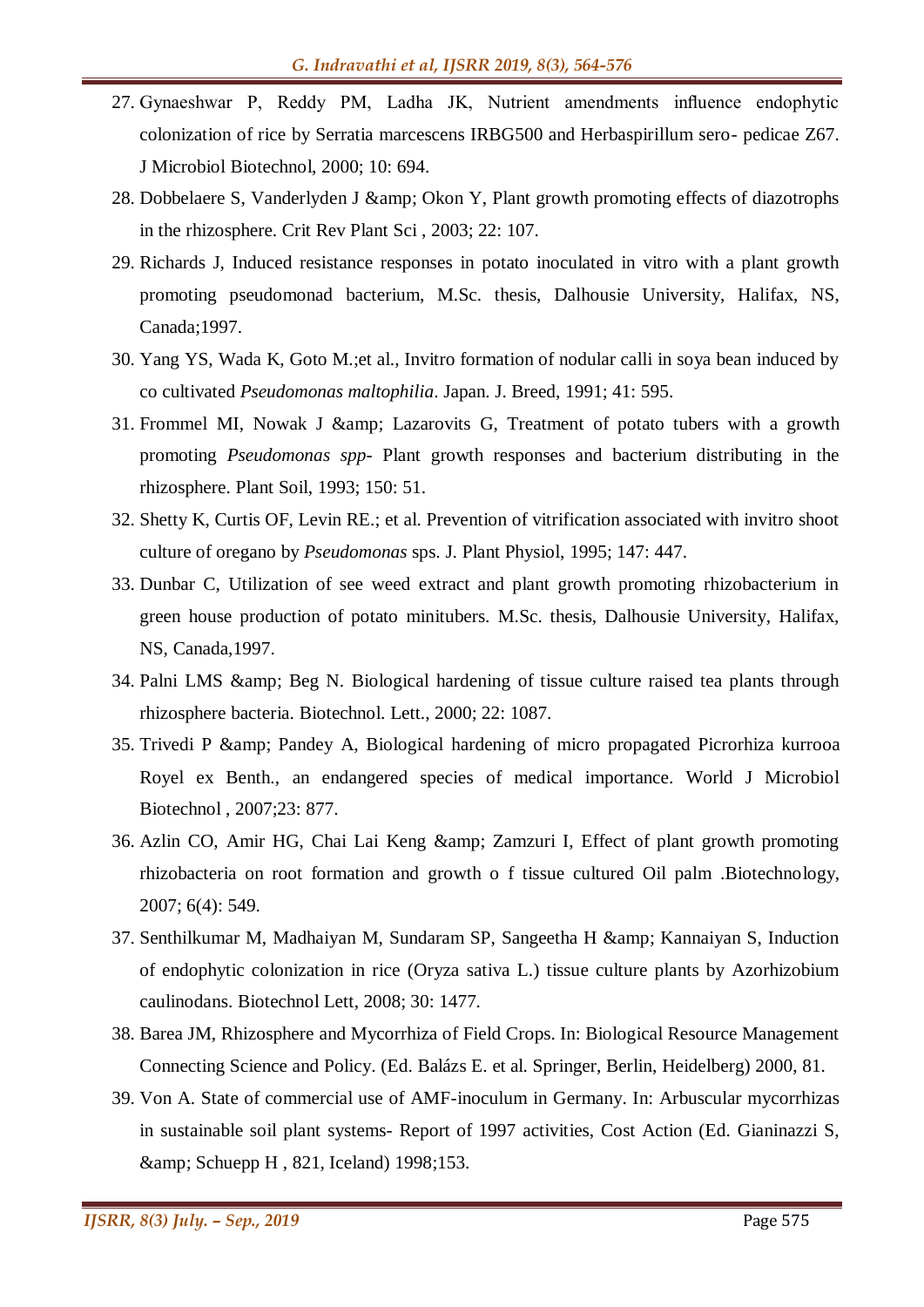27. Gynaeshwar P, Reddy PM, Ladha JK, Nutrient amendments influence endophytic colonization of rice by Serratia marcescens IRBG500 and Herbaspirillum sero- pedicae Z67. J Microbiol Biotechnol, 2000; 10: 694.
28. Dobbelaere S, Vanderlyden J &amp; Okon Y, Plant growth promoting effects of diazotrophs in the rhizosphere. Crit Rev Plant Sci , 2003; 22: 107.
29. Richards J, Induced resistance responses in potato inoculated in vitro with a plant growth promoting pseudomonad bacterium, M.Sc. thesis, Dalhousie University, Halifax, NS, Canada;1997.
30. Yang YS, Wada K, Goto M.;et al., Invitro formation of nodular calli in soya bean induced by co cultivated *Pseudomonas maltophilia*. Japan. J. Breed, 1991; 41: 595.
31. Frommel MI, Nowak J &amp; Lazarovits G, Treatment of potato tubers with a growth promoting *Pseudomonas spp*- Plant growth responses and bacterium distributing in the rhizosphere. Plant Soil, 1993; 150: 51.
32. Shetty K, Curtis OF, Levin RE.; et al. Prevention of vitrification associated with invitro shoot culture of oregano by *Pseudomonas* sps. J. Plant Physiol, 1995; 147: 447.
33. Dunbar C, Utilization of see weed extract and plant growth promoting rhizobacterium in green house production of potato minitubers. M.Sc. thesis, Dalhousie University, Halifax, NS, Canada,1997.
34. Palni LMS &amp; Beg N. Biological hardening of tissue culture raised tea plants through rhizosphere bacteria. Biotechnol. Lett., 2000; 22: 1087.
35. Trivedi P &amp; Pandey A, Biological hardening of micro propagated Picrorhiza kurrooa Royel ex Benth., an endangered species of medical importance. World J Microbiol Biotechnol , 2007;23: 877.
36. Azlin CO, Amir HG, Chai Lai Keng &amp; Zamzuri I, Effect of plant growth promoting rhizobacteria on root formation and growth o f tissue cultured Oil palm .Biotechnology, 2007; 6(4): 549.
37. Senthilkumar M, Madhaiyan M, Sundaram SP, Sangeetha H &amp; Kannaiyan S, Induction of endophytic colonization in rice (Oryza sativa L.) tissue culture plants by Azorhizobium caulinodans. Biotechnol Lett, 2008; 30: 1477.
38. Barea JM, Rhizosphere and Mycorrhiza of Field Crops. In: Biological Resource Management Connecting Science and Policy. (Ed. Balázs E. et al. Springer, Berlin, Heidelberg) 2000, 81.
39. Von A. State of commercial use of AMF-inoculum in Germany. In: Arbuscular mycorrhizas in sustainable soil plant systems- Report of 1997 activities, Cost Action (Ed. Gianinazzi S, &amp; Schuepp H , 821, Iceland) 1998;153.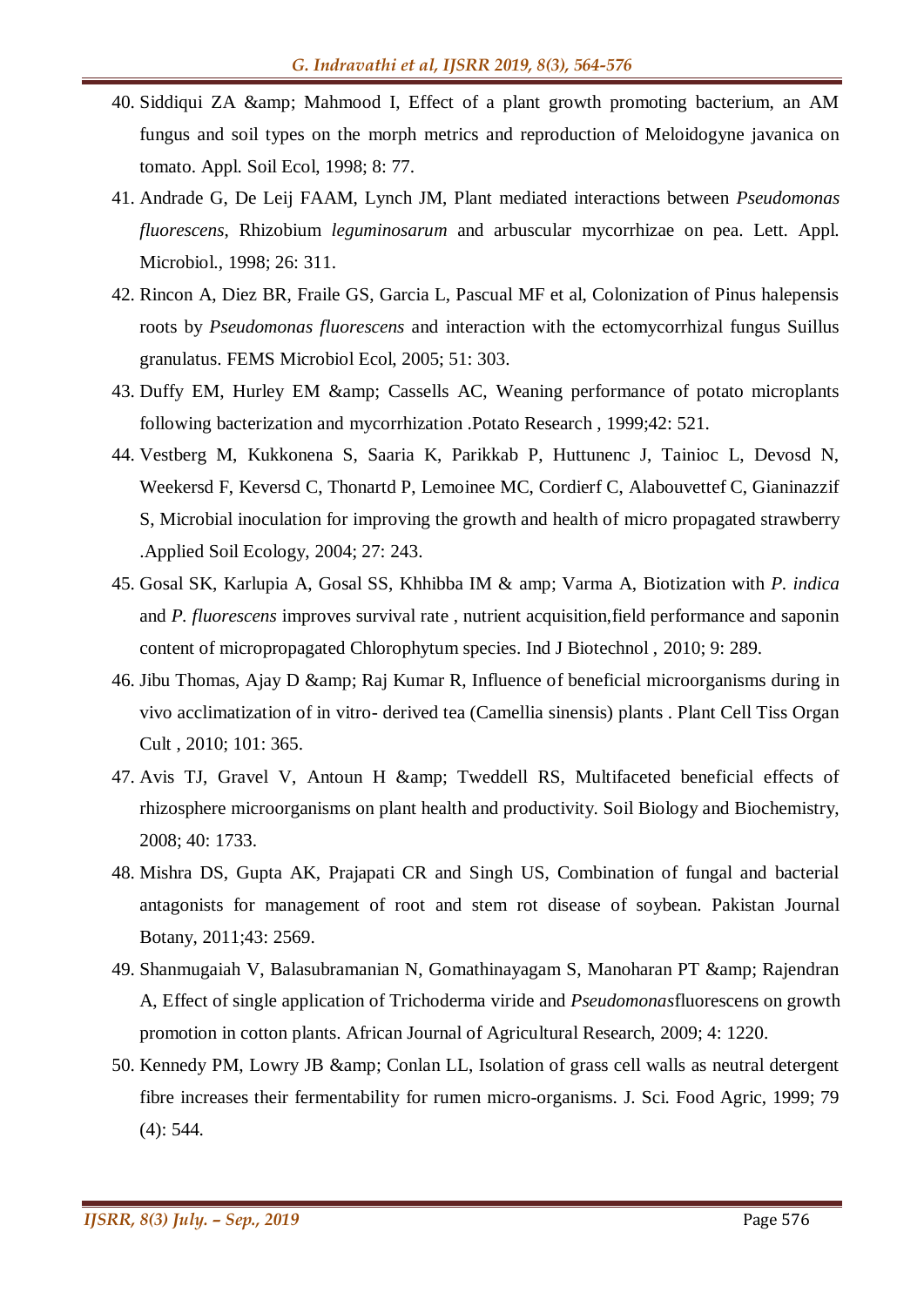40. Siddiqui ZA &amp; Mahmood I, Effect of a plant growth promoting bacterium, an AM fungus and soil types on the morph metrics and reproduction of Meloidogyne javanica on tomato. Appl. Soil Ecol, 1998; 8: 77.
41. Andrade G, De Leij FAAM, Lynch JM, Plant mediated interactions between *Pseudomonas fluorescens*, Rhizobium *leguminosarum* and arbuscular mycorrhizae on pea. Lett. Appl. Microbiol., 1998; 26: 311.
42. Rincon A, Diez BR, Fraile GS, Garcia L, Pascual MF et al, Colonization of Pinus halepensis roots by *Pseudomonas fluorescens* and interaction with the ectomycorrhizal fungus Suillus granulatus. FEMS Microbiol Ecol, 2005; 51: 303.
43. Duffy EM, Hurley EM &amp; Cassells AC, Weaning performance of potato microplants following bacterization and mycorrhization .Potato Research , 1999;42: 521.
44. Vestberg M, Kukkonena S, Saaria K, Parikkab P, Huttunenc J, Tainioc L, Devosd N, Weekersd F, Keversd C, Thonartd P, Lemoinee MC, Cordierf C, Alabouvettef C, Gianinazzif S, Microbial inoculation for improving the growth and health of micro propagated strawberry .Applied Soil Ecology, 2004; 27: 243.
45. Gosal SK, Karlupia A, Gosal SS, Khhibba IM & amp; Varma A, Biotization with *P. indica* and *P. fluorescens* improves survival rate , nutrient acquisition,field performance and saponin content of micropropagated Chlorophytum species. Ind J Biotechnol , 2010; 9: 289.
46. Jibu Thomas, Ajay D &amp; Raj Kumar R, Influence of beneficial microorganisms during in vivo acclimatization of in vitro- derived tea (Camellia sinensis) plants . Plant Cell Tiss Organ Cult , 2010; 101: 365.
47. Avis TJ, Gravel V, Antoun H &amp; Tweddell RS, Multifaceted beneficial effects of rhizosphere microorganisms on plant health and productivity. Soil Biology and Biochemistry, 2008; 40: 1733.
48. Mishra DS, Gupta AK, Prajapati CR and Singh US, Combination of fungal and bacterial antagonists for management of root and stem rot disease of soybean. Pakistan Journal Botany, 2011;43: 2569.
49. Shanmugaiah V, Balasubramanian N, Gomathinayagam S, Manoharan PT &amp; Rajendran A, Effect of single application of Trichoderma viride and *Pseudomonas*fluorescens on growth promotion in cotton plants. African Journal of Agricultural Research, 2009; 4: 1220.
50. Kennedy PM, Lowry JB &amp; Conlan LL, Isolation of grass cell walls as neutral detergent fibre increases their fermentability for rumen micro-organisms. J. Sci. Food Agric, 1999; 79 (4): 544.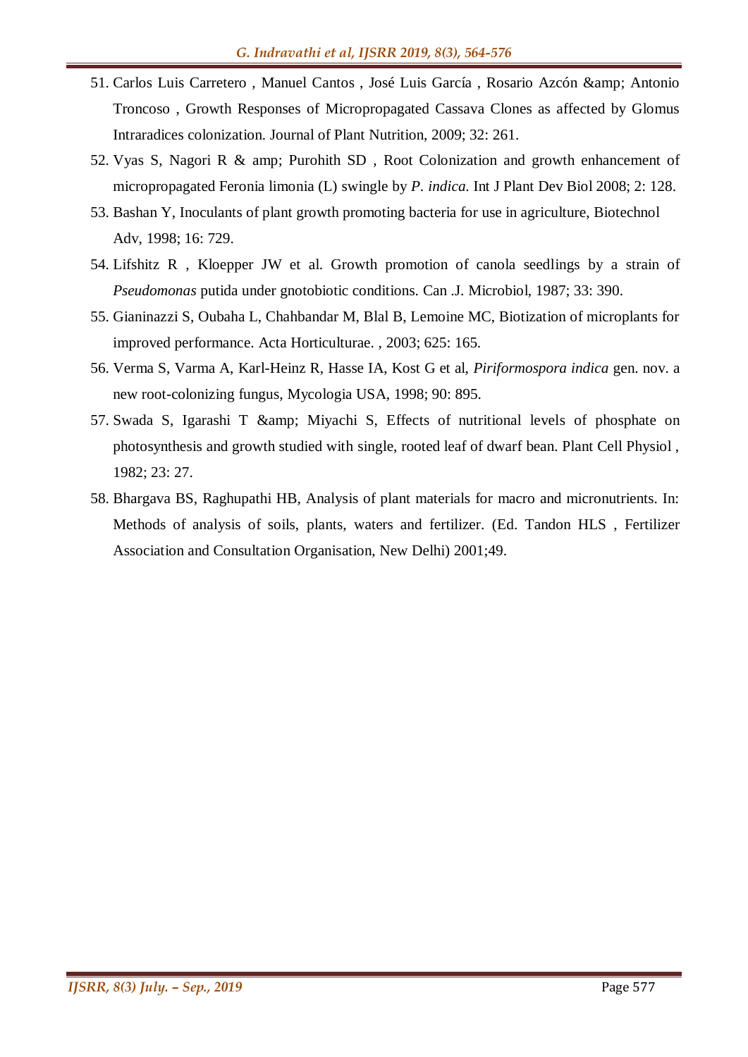51. Carlos Luis Carretero , Manuel Cantos , José Luis García , Rosario Azcón &amp; Antonio Troncoso , Growth Responses of Micropropagated Cassava Clones as affected by Glomus Intraradices colonization. Journal of Plant Nutrition, 2009; 32: 261.
52. Vyas S, Nagori R & amp; Purohith SD , Root Colonization and growth enhancement of micropropagated Feronia limonia (L) swingle by *P. indica.* Int J Plant Dev Biol 2008; 2: 128.
53. Bashan Y, Inoculants of plant growth promoting bacteria for use in agriculture, Biotechnol Adv, 1998; 16: 729.
54. Lifshitz R , Kloepper JW et al. Growth promotion of canola seedlings by a strain of *Pseudomonas* putida under gnotobiotic conditions. Can .J. Microbiol, 1987; 33: 390.
55. Gianinazzi S, Oubaha L, Chahbandar M, Blal B, Lemoine MC, Biotization of microplants for improved performance. Acta Horticulturae. , 2003; 625: 165.
56. Verma S, Varma A, Karl-Heinz R, Hasse IA, Kost G et al, *Piriformospora indica* gen. nov. a new root-colonizing fungus, Mycologia USA, 1998; 90: 895.
57. Swada S, Igarashi T &amp; Miyachi S, Effects of nutritional levels of phosphate on photosynthesis and growth studied with single, rooted leaf of dwarf bean. Plant Cell Physiol , 1982; 23: 27.
58. Bhargava BS, Raghupathi HB, Analysis of plant materials for macro and micronutrients. In: Methods of analysis of soils, plants, waters and fertilizer. (Ed. Tandon HLS , Fertilizer Association and Consultation Organisation, New Delhi) 2001;49.